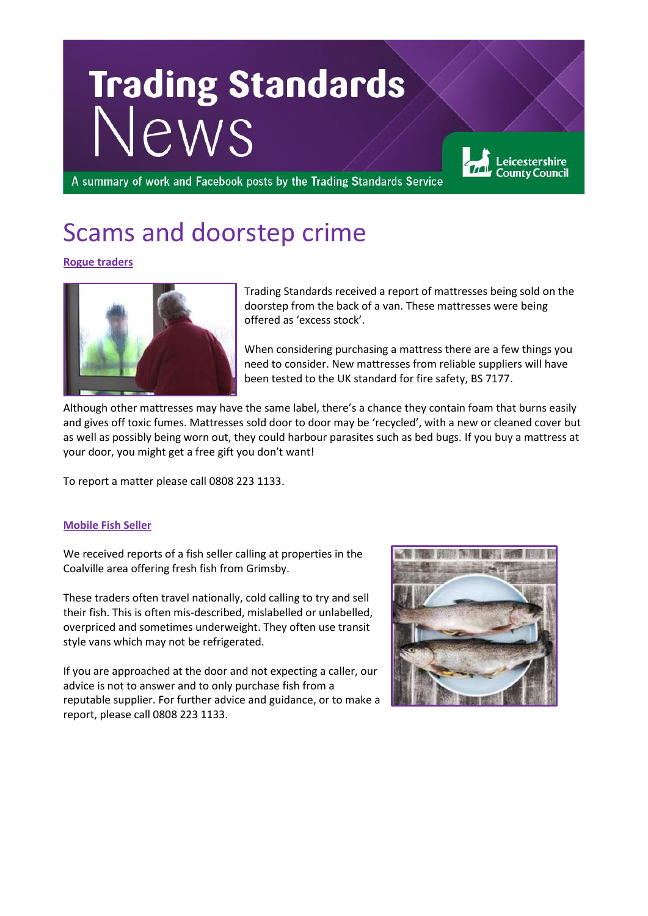# Trading Standards News

A summary of work and Facebook posts by the Trading Standards Service

Leicestershire County Council

# Scams and doorstep crime

### Rogue traders

Trading Standards received a report of mattresses being sold on the doorstep from the back of a van. These mattresses were being offered as 'excess stock'.

When considering purchasing a mattress there are a few things you need to consider. New mattresses from reliable suppliers will have been tested to the UK standard for fire safety, BS 7177.

Although other mattresses may have the same label, there's a chance they contain foam that burns easily and gives off toxic fumes. Mattresses sold door to door may be 'recycled', with a new or cleaned cover but as well as possibly being worn out, they could harbour parasites such as bed bugs. If you buy a mattress at your door, you might get a free gift you don't want!

To report a matter please call 0808 223 1133.

### Mobile Fish Seller

We received reports of a fish seller calling at properties in the Coalville area offering fresh fish from Grimsby.

These traders often travel nationally, cold calling to try and sell their fish. This is often mis-described, mislabelled or unlabelled, overpriced and sometimes underweight. They often use transit style vans which may not be refrigerated.

If you are approached at the door and not expecting a caller, our advice is not to answer and to only purchase fish from a reputable supplier. For further advice and guidance, or to make a report, please call 0808 223 1133.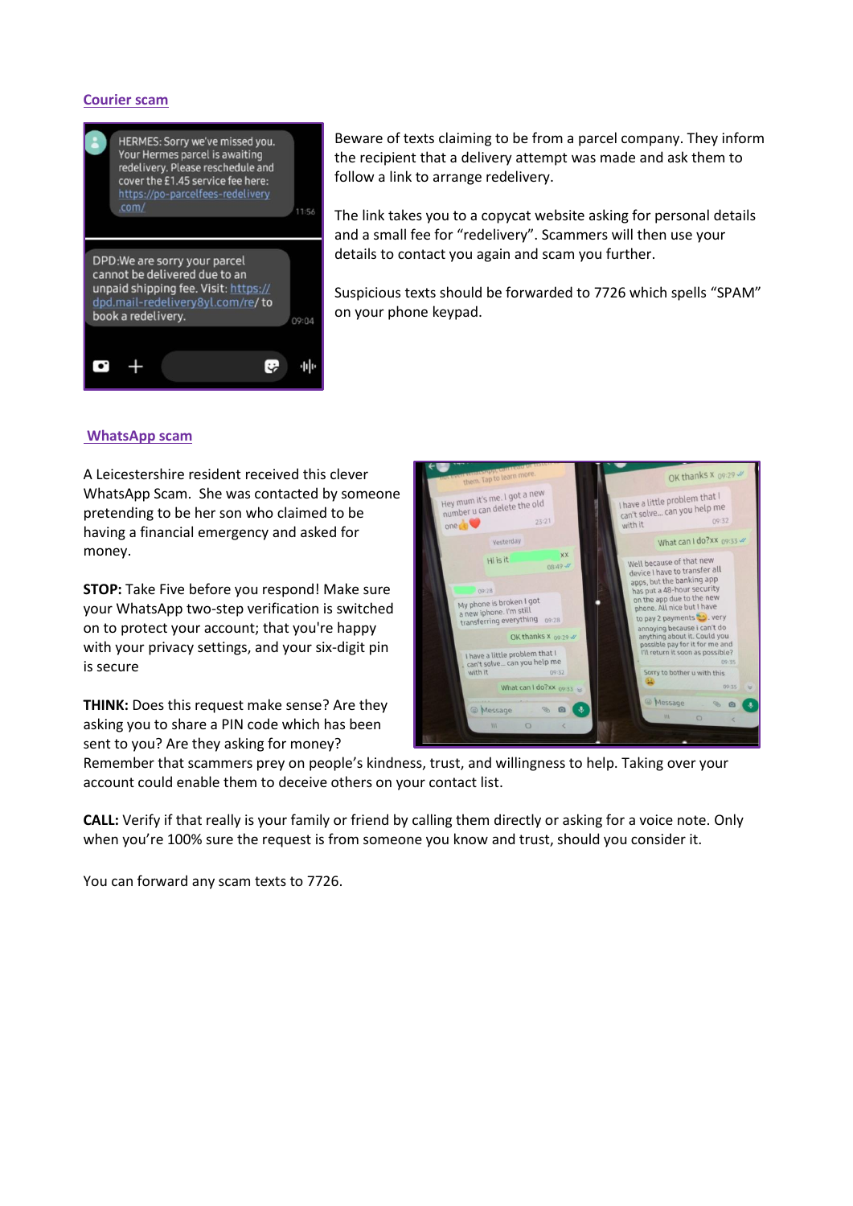## Courier scam

Beware of texts claiming to be from a parcel company. They inform the recipient that a delivery attempt was made and ask them to follow a link to arrange redelivery.

The link takes you to a copycat website asking for personal details and a small fee for "redelivery". Scammers will then use your details to contact you again and scam you further.

Suspicious texts should be forwarded to 7726 which spells "SPAM" on your phone keypad.

## WhatsApp scam

A Leicestershire resident received this clever WhatsApp Scam. She was contacted by someone pretending to be her son who claimed to be having a financial emergency and asked for money.

**STOP:** Take Five before you respond! Make sure your WhatsApp two-step verification is switched on to protect your account; that you're happy with your privacy settings, and your six-digit pin is secure

**THINK:** Does this request make sense? Are they asking you to share a PIN code which has been sent to you? Are they asking for money? Remember that scammers prey on people's kindness, trust, and willingness to help. Taking over your account could enable them to deceive others on your contact list.

**CALL:** Verify if that really is your family or friend by calling them directly or asking for a voice note. Only when you're 100% sure the request is from someone you know and trust, should you consider it.

You can forward any scam texts to 7726.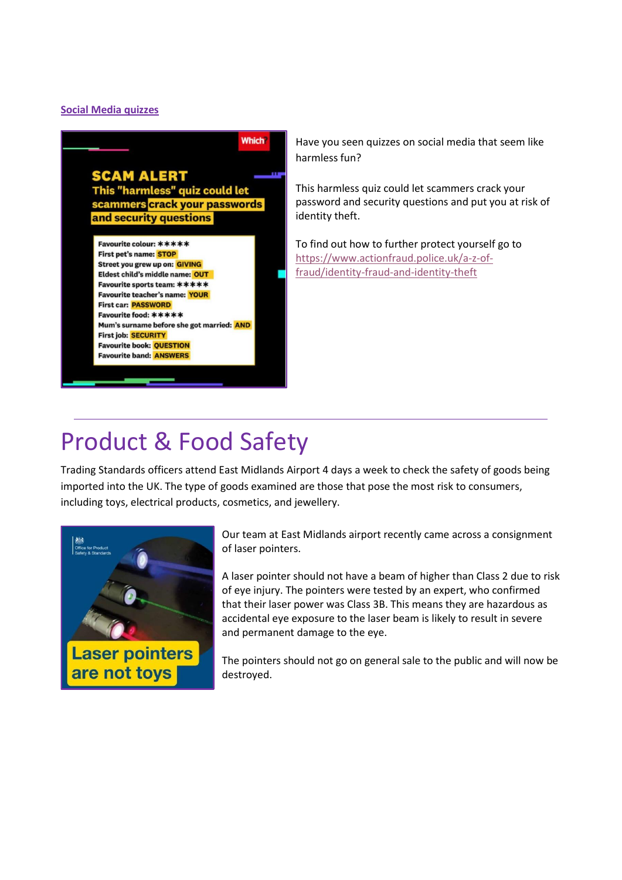**Social Media quizzes**

Have you seen quizzes on social media that seem like harmless fun?

This harmless quiz could let scammers crack your password and security questions and put you at risk of identity theft.

To find out how to further protect yourself go to https://www.actionfraud.police.uk/a-z-of-fraud/identity-fraud-and-identity-theft

---

# Product & Food Safety

Trading Standards officers attend East Midlands Airport 4 days a week to check the safety of goods being imported into the UK. The type of goods examined are those that pose the most risk to consumers, including toys, electrical products, cosmetics, and jewellery.

Our team at East Midlands airport recently came across a consignment of laser pointers.

A laser pointer should not have a beam of higher than Class 2 due to risk of eye injury. The pointers were tested by an expert, who confirmed that their laser power was Class 3B. This means they are hazardous as accidental eye exposure to the laser beam is likely to result in severe and permanent damage to the eye.

The pointers should not go on general sale to the public and will now be destroyed.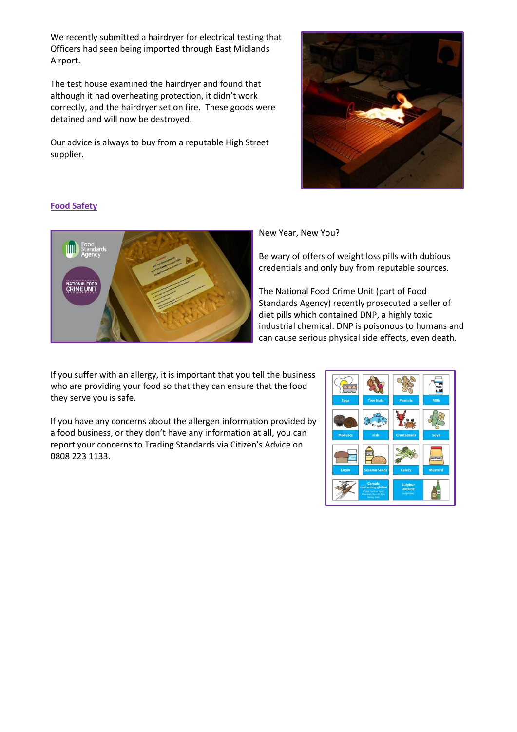We recently submitted a hairdryer for electrical testing that Officers had seen being imported through East Midlands Airport.

The test house examined the hairdryer and found that although it had overheating protection, it didn't work correctly, and the hairdryer set on fire. These goods were detained and will now be destroyed.

Our advice is always to buy from a reputable High Street supplier.

## Food Safety

New Year, New You?

Be wary of offers of weight loss pills with dubious credentials and only buy from reputable sources.

The National Food Crime Unit (part of Food Standards Agency) recently prosecuted a seller of diet pills which contained DNP, a highly toxic industrial chemical. DNP is poisonous to humans and can cause serious physical side effects, even death.

If you suffer with an allergy, it is important that you tell the business who are providing your food so that they can ensure that the food they serve you is safe.

If you have any concerns about the allergen information provided by a food business, or they don't have any information at all, you can report your concerns to Trading Standards via Citizen's Advice on 0808 223 1133.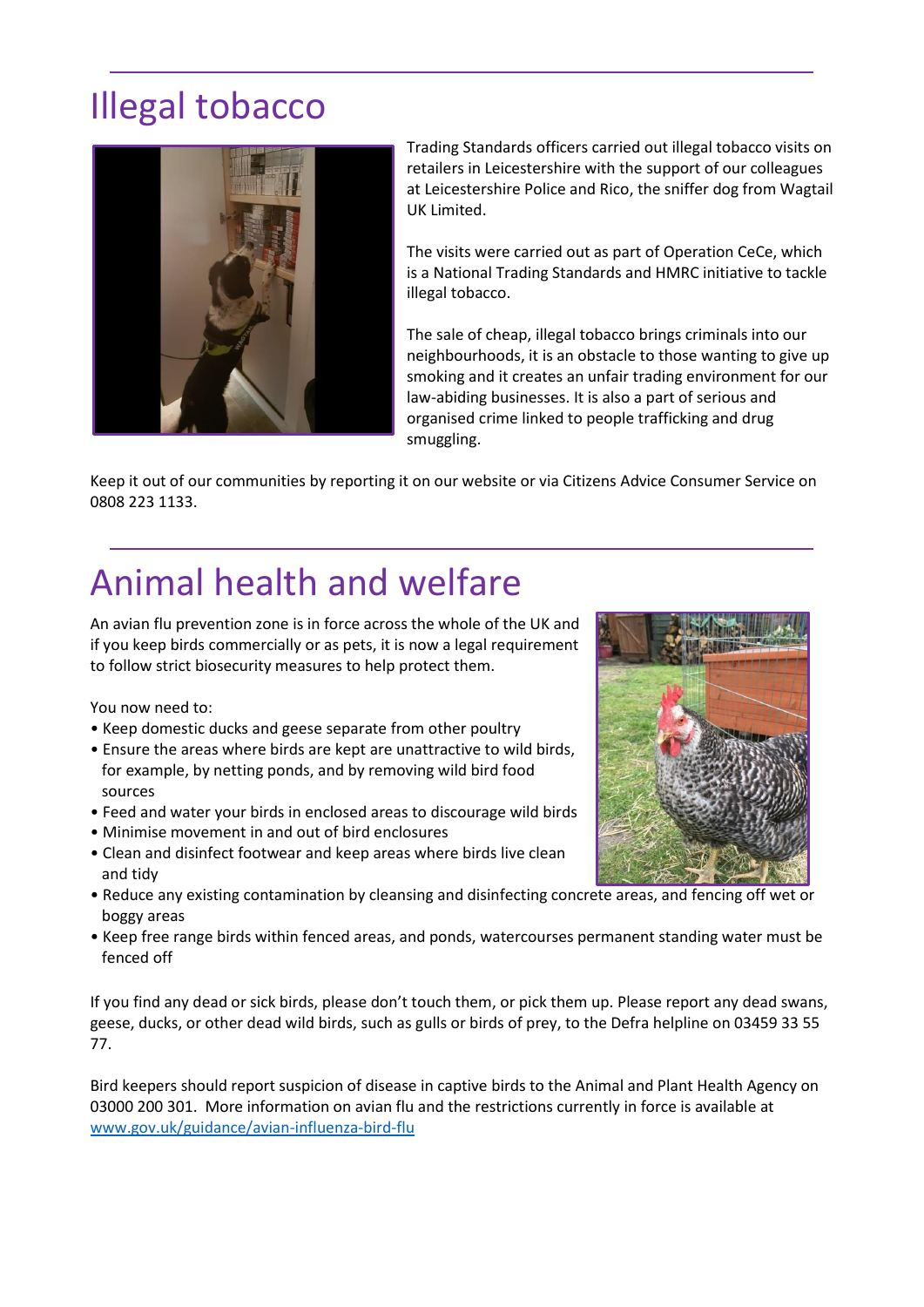# Illegal tobacco

Trading Standards officers carried out illegal tobacco visits on retailers in Leicestershire with the support of our colleagues at Leicestershire Police and Rico, the sniffer dog from Wagtail UK Limited.

The visits were carried out as part of Operation CeCe, which is a National Trading Standards and HMRC initiative to tackle illegal tobacco.

The sale of cheap, illegal tobacco brings criminals into our neighbourhoods, it is an obstacle to those wanting to give up smoking and it creates an unfair trading environment for our law-abiding businesses. It is also a part of serious and organised crime linked to people trafficking and drug smuggling.

Keep it out of our communities by reporting it on our website or via Citizens Advice Consumer Service on 0808 223 1133.

# Animal health and welfare

An avian flu prevention zone is in force across the whole of the UK and if you keep birds commercially or as pets, it is now a legal requirement to follow strict biosecurity measures to help protect them.

You now need to:

- Keep domestic ducks and geese separate from other poultry
- Ensure the areas where birds are kept are unattractive to wild birds, for example, by netting ponds, and by removing wild bird food sources
- Feed and water your birds in enclosed areas to discourage wild birds
- Minimise movement in and out of bird enclosures
- Clean and disinfect footwear and keep areas where birds live clean and tidy
- Reduce any existing contamination by cleansing and disinfecting concrete areas, and fencing off wet or boggy areas
- Keep free range birds within fenced areas, and ponds, watercourses permanent standing water must be fenced off

If you find any dead or sick birds, please don't touch them, or pick them up. Please report any dead swans, geese, ducks, or other dead wild birds, such as gulls or birds of prey, to the Defra helpline on 03459 33 55 77.

Bird keepers should report suspicion of disease in captive birds to the Animal and Plant Health Agency on 03000 200 301. More information on avian flu and the restrictions currently in force is available at [www.gov.uk/guidance/avian-influenza-bird-flu](http://www.gov.uk/guidance/avian-influenza-bird-flu)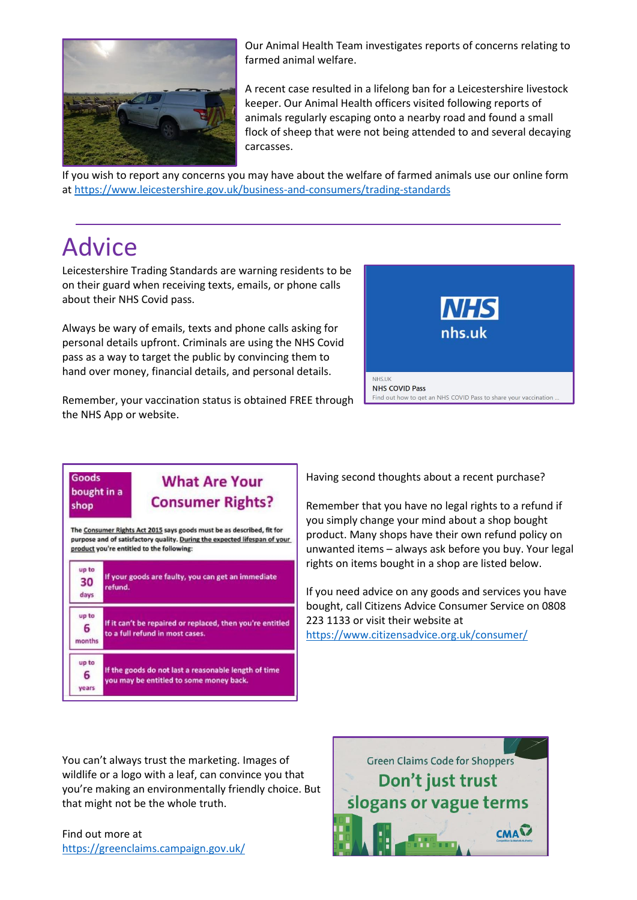Our Animal Health Team investigates reports of concerns relating to farmed animal welfare.

A recent case resulted in a lifelong ban for a Leicestershire livestock keeper. Our Animal Health officers visited following reports of animals regularly escaping onto a nearby road and found a small flock of sheep that were not being attended to and several decaying carcasses.

If you wish to report any concerns you may have about the welfare of farmed animals use our online form at https://www.leicestershire.gov.uk/business-and-consumers/trading-standards

# Advice

Leicestershire Trading Standards are warning residents to be on their guard when receiving texts, emails, or phone calls about their NHS Covid pass.

Always be wary of emails, texts and phone calls asking for personal details upfront. Criminals are using the NHS Covid pass as a way to target the public by convincing them to hand over money, financial details, and personal details.

Remember, your vaccination status is obtained FREE through the NHS App or website.

NHS
nhs.uk

NHS.UK
NHS COVID Pass
Find out how to get an NHS COVID Pass to share your vaccination ...

**Goods bought in a shop**

## What Are Your Consumer Rights?

The Consumer Rights Act 2015 says goods must be as described, fit for purpose and of satisfactory quality. During the expected lifespan of your product you're entitled to the following:

| Time | Right |
|---|---|
| up to 30 days | If your goods are faulty, you can get an immediate refund. |
| up to 6 months | If it can't be repaired or replaced, then you're entitled to a full refund in most cases. |
| up to 6 years | If the goods do not last a reasonable length of time you may be entitled to some money back. |

Having second thoughts about a recent purchase?

Remember that you have no legal rights to a refund if you simply change your mind about a shop bought product. Many shops have their own refund policy on unwanted items – always ask before you buy. Your legal rights on items bought in a shop are listed below.

If you need advice on any goods and services you have bought, call Citizens Advice Consumer Service on 0808 223 1133 or visit their website at https://www.citizensadvice.org.uk/consumer/

You can't always trust the marketing. Images of wildlife or a logo with a leaf, can convince you that you're making an environmentally friendly choice. But that might not be the whole truth.

Find out more at https://greenclaims.campaign.gov.uk/

Green Claims Code for Shoppers
**Don't just trust slogans or vague terms**
CMA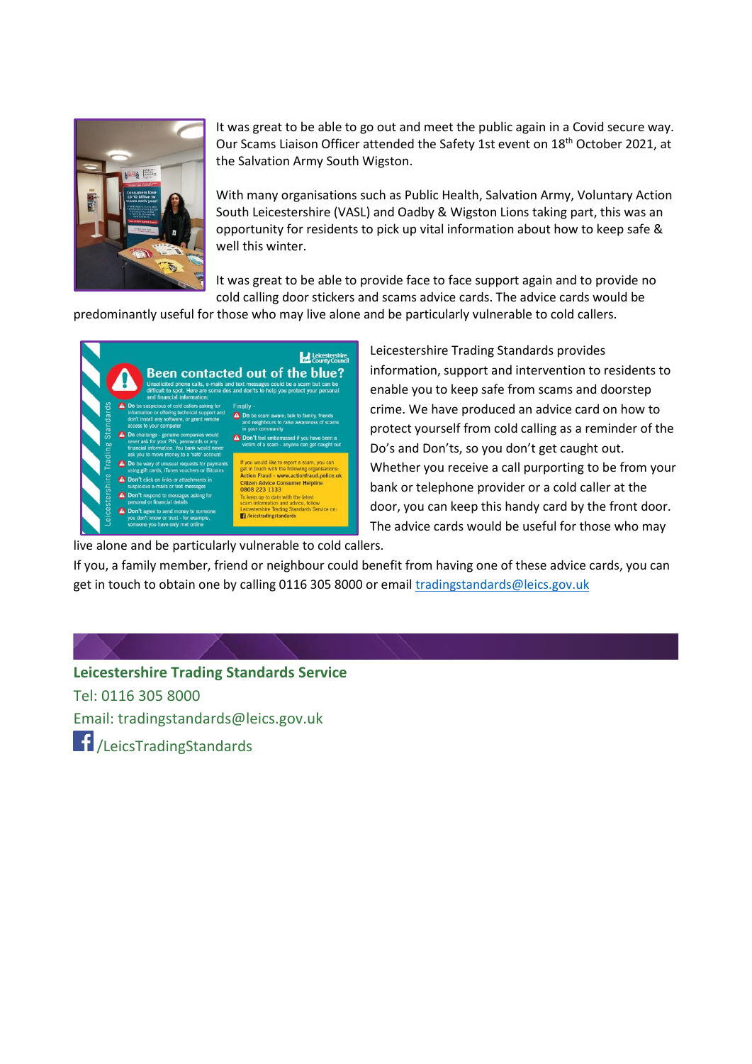It was great to be able to go out and meet the public again in a Covid secure way. Our Scams Liaison Officer attended the Safety 1st event on 18th October 2021, at the Salvation Army South Wigston.

With many organisations such as Public Health, Salvation Army, Voluntary Action South Leicestershire (VASL) and Oadby & Wigston Lions taking part, this was an opportunity for residents to pick up vital information about how to keep safe & well this winter.

It was great to be able to provide face to face support again and to provide no cold calling door stickers and scams advice cards. The advice cards would be predominantly useful for those who may live alone and be particularly vulnerable to cold callers.

Leicestershire Trading Standards provides information, support and intervention to residents to enable you to keep safe from scams and doorstep crime. We have produced an advice card on how to protect yourself from cold calling as a reminder of the Do's and Don'ts, so you don't get caught out. Whether you receive a call purporting to be from your bank or telephone provider or a cold caller at the door, you can keep this handy card by the front door. The advice cards would be useful for those who may live alone and be particularly vulnerable to cold callers.

If you, a family member, friend or neighbour could benefit from having one of these advice cards, you can get in touch to obtain one by calling 0116 305 8000 or email tradingstandards@leics.gov.uk

**Leicestershire Trading Standards Service**

Tel: 0116 305 8000

Email: tradingstandards@leics.gov.uk

/LeicsTradingStandards